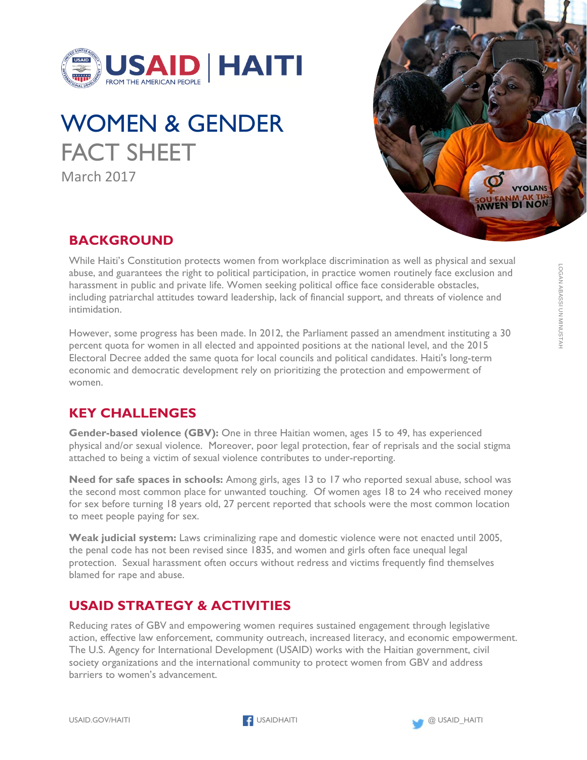USAID | HAITI
FROM THE AMERICAN PEOPLE

# WOMEN & GENDER FACT SHEET

March 2017

## BACKGROUND

While Haiti's Constitution protects women from workplace discrimination as well as physical and sexual abuse, and guarantees the right to political participation, in practice women routinely face exclusion and harassment in public and private life. Women seeking political office face considerable obstacles, including patriarchal attitudes toward leadership, lack of financial support, and threats of violence and intimidation.

However, some progress has been made. In 2012, the Parliament passed an amendment instituting a 30 percent quota for women in all elected and appointed positions at the national level, and the 2015 Electoral Decree added the same quota for local councils and political candidates. Haiti's long-term economic and democratic development rely on prioritizing the protection and empowerment of women.

## KEY CHALLENGES

**Gender-based violence (GBV):** One in three Haitian women, ages 15 to 49, has experienced physical and/or sexual violence. Moreover, poor legal protection, fear of reprisals and the social stigma attached to being a victim of sexual violence contributes to under-reporting.

**Need for safe spaces in schools:** Among girls, ages 13 to 17 who reported sexual abuse, school was the second most common place for unwanted touching. Of women ages 18 to 24 who received money for sex before turning 18 years old, 27 percent reported that schools were the most common location to meet people paying for sex.

**Weak judicial system:** Laws criminalizing rape and domestic violence were not enacted until 2005, the penal code has not been revised since 1835, and women and girls often face unequal legal protection. Sexual harassment often occurs without redress and victims frequently find themselves blamed for rape and abuse.

## USAID STRATEGY & ACTIVITIES

Reducing rates of GBV and empowering women requires sustained engagement through legislative action, effective law enforcement, community outreach, increased literacy, and economic empowerment. The U.S. Agency for International Development (USAID) works with the Haitian government, civil society organizations and the international community to protect women from GBV and address barriers to women's advancement.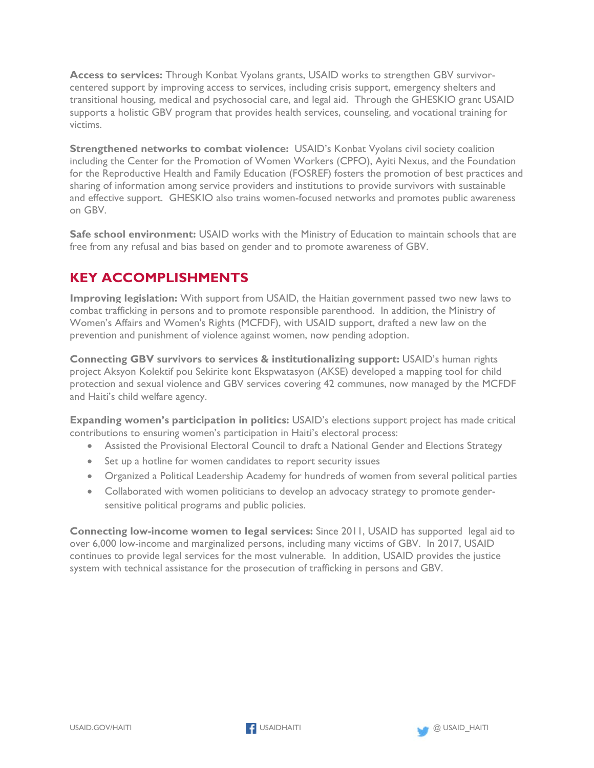**Access to services:** Through Konbat Vyolans grants, USAID works to strengthen GBV survivor-centered support by improving access to services, including crisis support, emergency shelters and transitional housing, medical and psychosocial care, and legal aid. Through the GHESKIO grant USAID supports a holistic GBV program that provides health services, counseling, and vocational training for victims.

**Strengthened networks to combat violence:** USAID's Konbat Vyolans civil society coalition including the Center for the Promotion of Women Workers (CPFO), Ayiti Nexus, and the Foundation for the Reproductive Health and Family Education (FOSREF) fosters the promotion of best practices and sharing of information among service providers and institutions to provide survivors with sustainable and effective support. GHESKIO also trains women-focused networks and promotes public awareness on GBV.

**Safe school environment:** USAID works with the Ministry of Education to maintain schools that are free from any refusal and bias based on gender and to promote awareness of GBV.

## KEY ACCOMPLISHMENTS

**Improving legislation:** With support from USAID, the Haitian government passed two new laws to combat trafficking in persons and to promote responsible parenthood. In addition, the Ministry of Women's Affairs and Women's Rights (MCFDF), with USAID support, drafted a new law on the prevention and punishment of violence against women, now pending adoption.

**Connecting GBV survivors to services & institutionalizing support:** USAID's human rights project Aksyon Kolektif pou Sekirite kont Ekspwatasyon (AKSE) developed a mapping tool for child protection and sexual violence and GBV services covering 42 communes, now managed by the MCFDF and Haiti's child welfare agency.

**Expanding women's participation in politics:** USAID's elections support project has made critical contributions to ensuring women's participation in Haiti's electoral process:

- Assisted the Provisional Electoral Council to draft a National Gender and Elections Strategy
- Set up a hotline for women candidates to report security issues
- Organized a Political Leadership Academy for hundreds of women from several political parties
- Collaborated with women politicians to develop an advocacy strategy to promote gender-sensitive political programs and public policies.

**Connecting low-income women to legal services:** Since 2011, USAID has supported legal aid to over 6,000 low-income and marginalized persons, including many victims of GBV. In 2017, USAID continues to provide legal services for the most vulnerable. In addition, USAID provides the justice system with technical assistance for the prosecution of trafficking in persons and GBV.